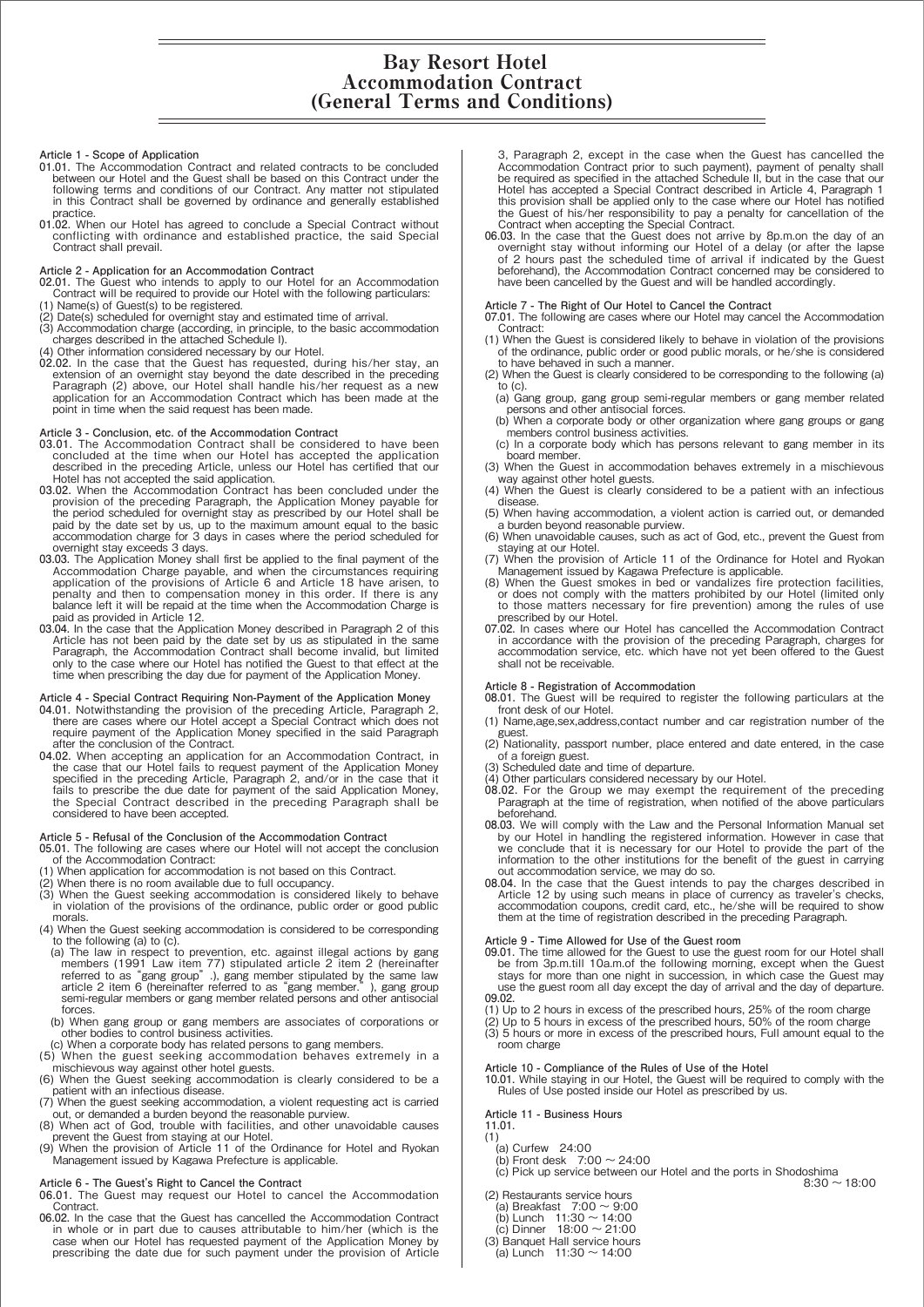# Bay Resort Hotel
# Accommodation Contract
# (General Terms and Conditions)

**Article 1 - Scope of Application**

**01.01.** The Accommodation Contract and related contracts to be concluded between our Hotel and the Guest shall be based on this Contract under the following terms and conditions of our Contract. Any matter not stipulated in this Contract shall be governed by ordinance and generally established practice.

**01.02.** When our Hotel has agreed to conclude a Special Contract without conflicting with ordinance and established practice, the said Special Contract shall prevail.

**Article 2 - Application for an Accommodation Contract**

**02.01.** The Guest who intends to apply to our Hotel for an Accommodation Contract will be required to provide our Hotel with the following particulars:

(1) Name(s) of Guest(s) to be registered.
(2) Date(s) scheduled for overnight stay and estimated time of arrival.
(3) Accommodation charge (according, in principle, to the basic accommodation charges described in the attached Schedule I).
(4) Other information considered necessary by our Hotel.

**02.02.** In the case that the Guest has requested, during his/her stay, an extension of an overnight stay beyond the date described in the preceding Paragraph (2) above, our Hotel shall handle his/her request as a new application for an Accommodation Contract which has been made at the point in time when the said request has been made.

**Article 3 - Conclusion, etc. of the Accommodation Contract**

**03.01.** The Accommodation Contract shall be considered to have been concluded at the time when our Hotel has accepted the application described in the preceding Article, unless our Hotel has certified that our Hotel has not accepted the said application.

**03.02.** When the Accommodation Contract has been concluded under the provision of the preceding Paragraph, the Application Money payable for the period scheduled for overnight stay as prescribed by our Hotel shall be paid by the date set by us, up to the maximum amount equal to the basic accommodation charge for 3 days in cases where the period scheduled for overnight stay exceeds 3 days.

**03.03.** The Application Money shall first be applied to the final payment of the Accommodation Charge payable, and when the circumstances requiring application of the provisions of Article 6 and Article 18 have arisen, to penalty and then to compensation money in this order. If there is any balance left it will be repaid at the time when the Accommodation Charge is paid as provided in Article 12.

**03.04.** In the case that the Application Money described in Paragraph 2 of this Article has not been paid by the date set by us as stipulated in the same Paragraph, the Accommodation Contract shall become invalid, but limited only to the case where our Hotel has notified the Guest to that effect at the time when prescribing the day due for payment of the Application Money.

**Article 4 - Special Contract Requiring Non-Payment of the Application Money**

**04.01.** Notwithstanding the provision of the preceding Article, Paragraph 2, there are cases where our Hotel accept a Special Contract which does not require payment of the Application Money specified in the said Paragraph after the conclusion of the Contract.

**04.02.** When accepting an application for an Accommodation Contract, in the case that our Hotel fails to request payment of the Application Money specified in the preceding Article, Paragraph 2, and/or in the case that it fails to prescribe the due date for payment of the said Application Money, the Special Contract described in the preceding Paragraph shall be considered to have been accepted.

**Article 5 - Refusal of the Conclusion of the Accommodation Contract**

**05.01.** The following are cases where our Hotel will not accept the conclusion of the Accommodation Contract:

(1) When application for accommodation is not based on this Contract.
(2) When there is no room available due to full occupancy.
(3) When the Guest seeking accommodation is considered likely to behave in violation of the provisions of the ordinance, public order or good public morals.
(4) When the Guest seeking accommodation is considered to be corresponding to the following (a) to (c).
  (a) The law in respect to prevention, etc. against illegal actions by gang members (1991 Law item 77) stipulated article 2 item 2 (hereinafter referred to as "gang group".), gang member stipulated by the same law article 2 item 6 (hereinafter referred to as "gang member."), gang group semi-regular members or gang member related persons and other antisocial forces.
  (b) When gang group or gang members are associates of corporations or other bodies to control business activities.
  (c) When a corporate body has related persons to gang members.
(5) When the guest seeking accommodation behaves extremely in a mischievous way against other hotel guests.
(6) When the Guest seeking accommodation is clearly considered to be a patient with an infectious disease.
(7) When the guest seeking accommodation, a violent requesting act is carried out, or demanded a burden beyond the reasonable purview.
(8) When act of God, trouble with facilities, and other unavoidable causes prevent the Guest from staying at our Hotel.
(9) When the provision of Article 11 of the Ordinance for Hotel and Ryokan Management issued by Kagawa Prefecture is applicable.

**Article 6 - The Guest's Right to Cancel the Contract**

**06.01.** The Guest may request our Hotel to cancel the Accommodation Contract.

**06.02.** In the case that the Guest has cancelled the Accommodation Contract in whole or in part due to causes attributable to him/her (which is the case when our Hotel has requested payment of the Application Money by prescribing the date due for such payment under the provision of Article 3, Paragraph 2, except in the case when the Guest has cancelled the Accommodation Contract prior to such payment), payment of penalty shall be required as specified in the attached Schedule II, but in the case that our Hotel has accepted a Special Contract described in Article 4, Paragraph 1 this provision shall be applied only to the case where our Hotel has notified the Guest of his/her responsibility to pay a penalty for cancellation of the Contract when accepting the Special Contract.

**06.03.** In the case that the Guest does not arrive by 8p.m.on the day of an overnight stay without informing our Hotel of a delay (or after the lapse of 2 hours past the scheduled time of arrival if indicated by the Guest beforehand), the Accommodation Contract concerned may be considered to have been cancelled by the Guest and will be handled accordingly.

**Article 7 - The Right of Our Hotel to Cancel the Contract**

**07.01.** The following are cases where our Hotel may cancel the Accommodation Contract:

(1) When the Guest is considered likely to behave in violation of the provisions of the ordinance, public order or good public morals, or he/she is considered to have behaved in such a manner.
(2) When the Guest is clearly considered to be corresponding to the following (a) to (c).
  (a) Gang group, gang group semi-regular members or gang member related persons and other antisocial forces.
  (b) When a corporate body or other organization where gang groups or gang members control business activities.
  (c) In a corporate body which has persons relevant to gang member in its board member.
(3) When the Guest in accommodation behaves extremely in a mischievous way against other hotel guests.
(4) When the Guest is clearly considered to be a patient with an infectious disease.
(5) When having accommodation, a violent action is carried out, or demanded a burden beyond reasonable purview.
(6) When unavoidable causes, such as act of God, etc., prevent the Guest from staying at our Hotel.
(7) When the provision of Article 11 of the Ordinance for Hotel and Ryokan Management issued by Kagawa Prefecture is applicable.
(8) When the Guest smokes in bed or vandalizes fire protection facilities, or does not comply with the matters prohibited by our Hotel (limited only to those matters necessary for fire prevention) among the rules of use prescribed by our Hotel.

**07.02.** In cases where our Hotel has cancelled the Accommodation Contract in accordance with the provision of the preceding Paragraph, charges for accommodation service, etc. which have not yet been offered to the Guest shall not be receivable.

**Article 8 - Registration of Accommodation**

**08.01.** The Guest will be required to register the following particulars at the front desk of our Hotel.

(1) Name,age,sex,address,contact number and car registration number of the guest.
(2) Nationality, passport number, place entered and date entered, in the case of a foreign guest.
(3) Scheduled date and time of departure.
(4) Other particulars considered necessary by our Hotel.

**08.02.** For the Group we may exempt the requirement of the preceding Paragraph at the time of registration, when notified of the above particulars beforehand.

**08.03.** We will comply with the Law and the Personal Information Manual set by our Hotel in handling the registered information. However in case that we conclude that it is necessary for our Hotel to provide the part of the information to the other institutions for the benefit of the guest in carrying out accommodation service, we may do so.

**08.04.** In the case that the Guest intends to pay the charges described in Article 12 by using such means in place of currency as traveler's checks, accommodation coupons, credit card, etc., he/she will be required to show them at the time of registration described in the preceding Paragraph.

**Article 9 - Time Allowed for Use of the Guest room**

**09.01.** The time allowed for the Guest to use the guest room for our Hotel shall be from 3p.m.till 10a.m.of the following morning, except when the Guest stays for more than one night in succession, in which case the Guest may use the guest room all day except the day of arrival and the day of departure.

**09.02.**

(1) Up to 2 hours in excess of the prescribed hours, 25% of the room charge
(2) Up to 5 hours in excess of the prescribed hours, 50% of the room charge
(3) 5 hours or more in excess of the prescribed hours, Full amount equal to the room charge

**Article 10 - Compliance of the Rules of Use of the Hotel**

**10.01.** While staying in our Hotel, the Guest will be required to comply with the Rules of Use posted inside our Hotel as prescribed by us.

**Article 11 - Business Hours**

**11.01.**

(1)
  (a) Curfew 24:00
  (b) Front desk 7:00 ~ 24:00
  (c) Pick up service between our Hotel and the ports in Shodoshima 8:30 ~ 18:00
(2) Restaurants service hours
  (a) Breakfast 7:00 ~ 9:00
  (b) Lunch 11:30 ~ 14:00
  (c) Dinner 18:00 ~ 21:00
(3) Banquet Hall service hours
  (a) Lunch 11:30 ~ 14:00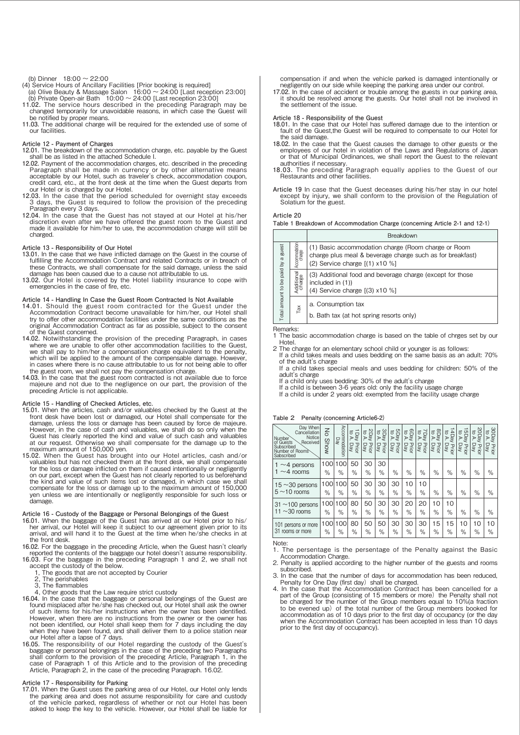(b) Dinner　18:00 ～ 22:00

(4) Service Hours of Ancillary Facilities [Prior booking is required]

(a) Olive Beauty & Massage Salon　16:00 ～ 24:00 [Last reception 23:00]

(b) Private Open-air Bath　10:00 ～ 24:00 [Last reception 23:00]

**11.02.** The service hours described in the preceding Paragraph may be changed temporarily for unavoidable reasons, in which case the Guest will be notified by proper means.

**11.03.** The additional charge will be required for the extended use of some of our facilities.

**Article 12 - Payment of Charges**

**12.01.** The breakdown of the accommodation charge, etc. payable by the Guest shall be as listed in the attached Schedule I.

**12.02.** Payment of the accommodation charges, etc. described in the preceding Paragraph shall be made in currency or by other alternative means acceptable by our Hotel, such as traveler's check, accommodation coupon, credit card, etc., at the front desk at the time when the Guest departs from our Hotel or is charged by our Hotel.

**12.03.** In the case that the period scheduled for overnight stay exceeds 3 days, the Guest is required to follow the provision of the preceding Paragraph every 3 days.

**12.04.** In the case that the Guest has not stayed at our Hotel at his/her discretion even after we have offered the guest room to the Guest and made it available for him/her to use, the accommodation charge will still be charged.

**Article 13 - Responsibility of Our Hotel**

**13.01.** In the case that we have inflicted damage on the Guest in the course of fulfilling the Accommodation Contract and related Contracts or in breach of these Contracts, we shall compensate for the said damage, unless the said damage has been caused due to a cause not attributable to us.

**13.02.** Our Hotel is covered by the Hotel liability insurance to cope with emergencies in the case of fire, etc.

**Article 14 - Handling In Case the Guest Room Contracted Is Not Available**

**14.01.** Should the guest room contracted for the Guest under the Accommodation Contract become unavailable for him/her, our Hotel shall try to offer other accommodation facilities under the same conditions as the original Accommodation Contract as far as possible, subject to the consent of the Guest concerned.

**14.02.** Notwithstanding the provision of the preceding Paragraph, in cases where we are unable to offer other accommodation facilities to the Guest, we shall pay to him/her a compensation charge equivalent to the penalty, which will be applied to the amount of the compensable damage. However, in cases where there is no cause attributable to us for not being able to offer the guest room, we shall not pay the compensation charge.

**14.03.** In the case that the guest room contracted is not available due to force majeure and not due to the negligence on our part, the provision of the preceding Article is not applicable.

**Article 15 - Handling of Checked Articles, etc.**

**15.01.** When the articles, cash and/or valuables checked by the Guest at the front desk have been lost or damaged, our Hotel shall compensate for the damage, unless the loss or damage has been caused by force de majeure. However, in the case of cash and valuables, we shall do so only when the Guest has clearly reported the kind and value of such cash and valuables at our request. Otherwise we shall compensate for the damage up to the maximum amount of 150,000 yen.

**15.02.** When the Guest has brought into our Hotel articles, cash and/or valuables but has not checked them at the front desk, we shall compensate for the loss or damage inflicted on them if caused intentionally or negligently on our part, except when the Guest has not clearly reported to us beforehand the kind and value of such items lost or damaged, in which case we shall compensate for the loss or damage up to the maximum amount of 150,000 yen unless we are intentionally or negligently responsible for such loss or damage.

**Article 16 - Custody of the Baggage or Personal Belongings of the Guest**

**16.01.** When the baggage of the Guest has arrived at our Hotel prior to his/her arrival, our Hotel will keep it subject to our agreement given prior to its arrival, and will hand it to the Guest at the time when he/she checks in at the front desk.

**16.02.** For the baggage in the preceding Article, when the Guest hasn't clearly reported the contents of the baggage our hotel doesn't assume responsibility.

**16.03.** For the baggage in the preceding Paragraph 1 and 2, we shall not accept the custody of the below.

1, The goods that are not accepted by Courier
2, The perishables
3, The flammables
4, Other goods that the Law require strict custody

**16.04.** In the case that the baggage or personal belongings of the Guest are found misplaced after he/she has checked out, our Hotel shall ask the owner of such items for his/her instructions when the owner has been identified. However, when there are no instructions from the owner or the owner has not been identified, our Hotel shall keep them for 7 days including the day when they have been found, and shall deliver them to a police station near our Hotel after a lapse of 7 days.

**16.05.** The responsibility of our Hotel regarding the custody of the Guest's baggage or personal belongings in the case of the preceding two Paragraphs shall conform to the provision of the preceding Article, Paragraph 1, in the case of Paragraph 1 of this Article and to the provision of the preceding Article, Paragraph 2, in the case of the preceding Paragraph. 16.02.

**Article 17 - Responsibility for Parking**

**17.01.** When the Guest uses the parking area of our Hotel, our Hotel only lends the parking area and does not assume responsibility for care and custody of the vehicle parked, regardless of whether or not our Hotel has been asked to keep the key to the vehicle. However, our Hotel shall be liable for compensation if and when the vehicle parked is damaged intentionally or negligently on our side while keeping the parking area under our control.

**17.02.** In the case of accident or trouble among the guests in our parking area, it should be resolved among the guests. Our hotel shall not be involved in the settlement of the issue.

**Article 18 - Responsibility of the Guest**

**18.01.** In the case that our Hotel has suffered damage due to the intention or fault of the Guest,the Guest will be required to compensate to our Hotel for the said damage.

**18.02.** In the case that the Guest causes the damage to other guests or the employees of our hotel in violation of the Laws and Regulations of Japan or that of Municipal Ordinances, we shall report the Guest to the relevant authorities if necessary.

**18.03.** The preceding Paragraph equally applies to the Guest of our Restaurants and other facilities.

**Article 19** In case that the Guest deceases during his/her stay in our hotel except by injury, we shall conform to the provision of the Regulation of Solatium for the guest.

**Article 20**

**Table 1 Breakdown of Accommodation Charge (concerning Article 2-1 and 12-1)**

| | | Breakdown |
|---|---|---|
| Total amount to be paid by a guest | Accommodation charge | (1) Basic accommodation charge (Room charge or Room charge plus meal & beverage charge such as for breakfast)<br>(2) Service charge [(1) x10 %] |
| | Additional charge | (3) Additional food and beverage charge (except for those included in (1))<br>(4) Service charge [(3) x10 %] |
| | Tax | a. Consumption tax<br>b. Bath tax (at hot spring resorts only) |

Remarks:

1 The basic accommodation charge is based on the table of chrges set by our Hotel.

2 The charge for an elementary school child or younger is as follows:
If a child takes meals and uses bedding on the same basis as an adult: 70% of the adult's charge
If a child takes special meals and uses bedding for children: 50% of the adult's charge
If a child only uses bedding: 30% of the adult's charge
If a child is between 3-6 years old: only the facility usage charge
If a child is under 2 years old: exempted from the facility usage charge

**Table 2　Penalty (concerning Article6-2)**

| Number of Guests Subscribed / Number of Rooms Sabscribed ＼ Day When Cancellation Notice Received | No Show | Accommodation Day | 1Day Prior to A. Day | 2Day Prior to A. Day | 3Day Prior to A. Day | 5Day Prior to A. Day | 6Day Prior to A. Day | 7Day Prior to A. Day | 8Day Prior to A. Day | 14Day Prior to A. Day | 15Day Prior to A. Day | 20Day Prior to A. Day | 30Day Prior to A. Day |
|---|---|---|---|---|---|---|---|---|---|---|---|---|---|
| 1 ～4 persons<br>1 ～4 rooms | 100 % | 100 % | 50 % | 30 % | 30 % | % | % | % | % | % | % | % | % |
| 15 ～30 persons<br>5 ～10 rooms | 100 % | 100 % | 50 % | 30 % | 30 % | 30 % | 10 % | 10 % | % | % | % | % | % |
| 31 ～100 persons<br>11 ～30 rooms | 100 % | 100 % | 80 % | 50 % | 30 % | 30 % | 20 % | 20 % | 10 % | 10 % | % | % | % |
| 101 persons or more<br>31 rooms or more | 100 % | 100 % | 80 % | 50 % | 50 % | 30 % | 30 % | 30 % | 15 % | 15 % | 10 % | 10 % | 10 % |

Note:

1. The persentage is the persentage of the Penalty against the Basic Accommodation Charge.
2. Penalty is applied according to the higher number of the guests and rooms subscribed.
3. In the case that the number of days for accommodation has been reduced, Penalty for One Day (first day) shall be charged.
4. In the case that the Accommodation Contract has been cancelled for a part of the Group (consisting of 15 members or more) the Penalty shall not be charged for the number of the Group members equal to 10%(a fraction to be evened up) of the total number of the Group members booked for accommodation as of 10 days prior to the first day of occupancy (or the day when the Accommodation Contract has been accepted in less than 10 days prior to the first day of occupancy).